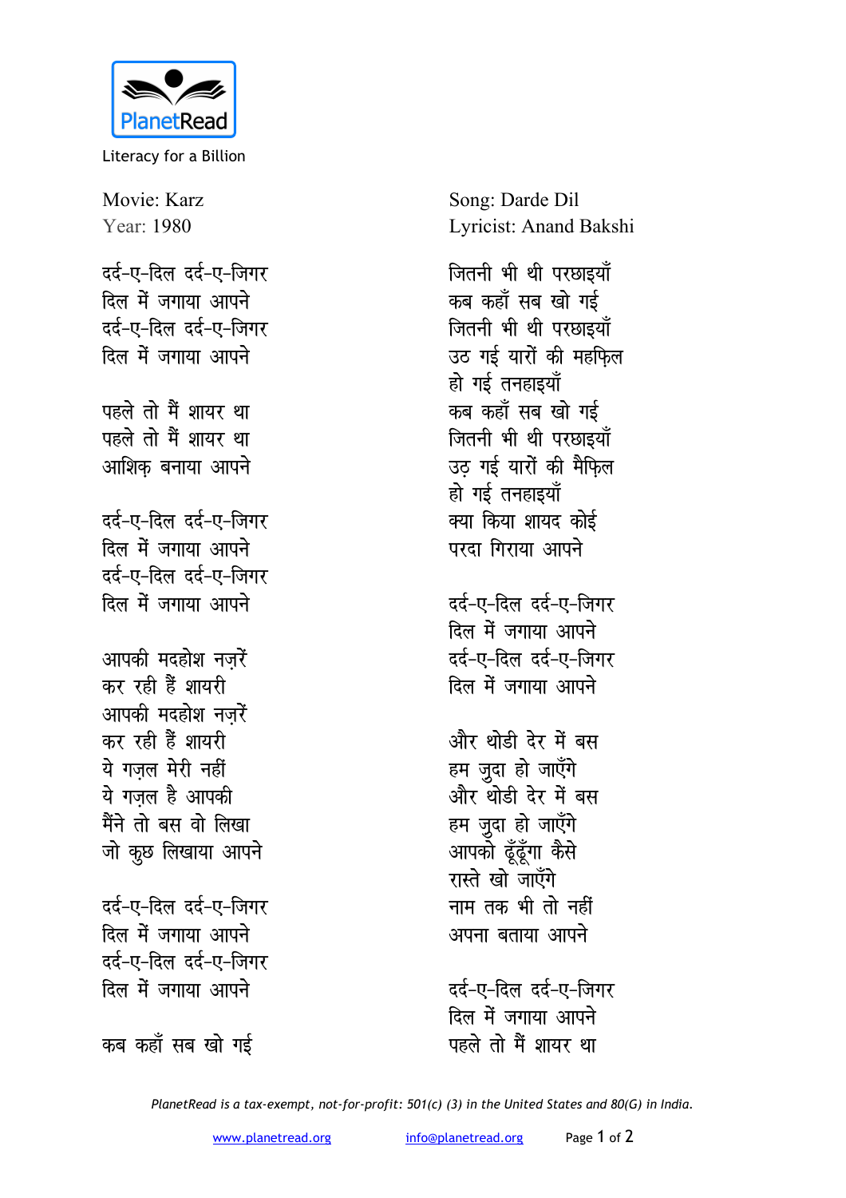PlanetRead

Literacy for a Billion

Movie: Karz
Year: 1980

Song: Darde Dil
Lyricist: Anand Bakshi

दर्द-ए-दिल दर्द-ए-जिगर
दिल में जगाया आपने
दर्द-ए-दिल दर्द-ए-जिगर
दिल में जगाया आपने

पहले तो मैं शायर था
पहले तो मैं शायर था
आशिक़ बनाया आपने

दर्द-ए-दिल दर्द-ए-जिगर
दिल में जगाया आपने
दर्द-ए-दिल दर्द-ए-जिगर
दिल में जगाया आपने

आपकी मदहोश नज़रें
कर रही हैं शायरी
आपकी मदहोश नज़रें
कर रही हैं शायरी
ये ग़ज़ल मेरी नहीं
ये ग़ज़ल है आपकी
मैंने तो बस वो लिखा
जो कुछ लिखाया आपने

दर्द-ए-दिल दर्द-ए-जिगर
दिल में जगाया आपने
दर्द-ए-दिल दर्द-ए-जिगर
दिल में जगाया आपने

कब कहाँ सब खो गई
जितनी भी थी परछाइयाँ
कब कहाँ सब खो गई
जितनी भी थी परछाइयाँ
उठ गई यारों की महफ़िल
हो गई तनहाइयाँ
कब कहाँ सब खो गई
जितनी भी थी परछाइयाँ
उठ़ गई यारों की मैफ़िल
हो गई तनहाइयाँ
क्या किया शायद कोई
परदा गिराया आपने

दर्द-ए-दिल दर्द-ए-जिगर
दिल में जगाया आपने
दर्द-ए-दिल दर्द-ए-जिगर
दिल में जगाया आपने

और थोडी देर में बस
हम जुदा हो जाएँगे
और थोडी देर में बस
हम जुदा हो जाएँगे
आपको ढूँढूँगा कैसे
रास्ते खो जाएँगे
नाम तक भी तो नहीं
अपना बताया आपने

दर्द-ए-दिल दर्द-ए-जिगर
दिल में जगाया आपने
पहले तो मैं शायर था

*PlanetRead is a tax-exempt, not-for-profit: 501(c) (3) in the United States and 80(G) in India.*

www.planetread.org info@planetread.org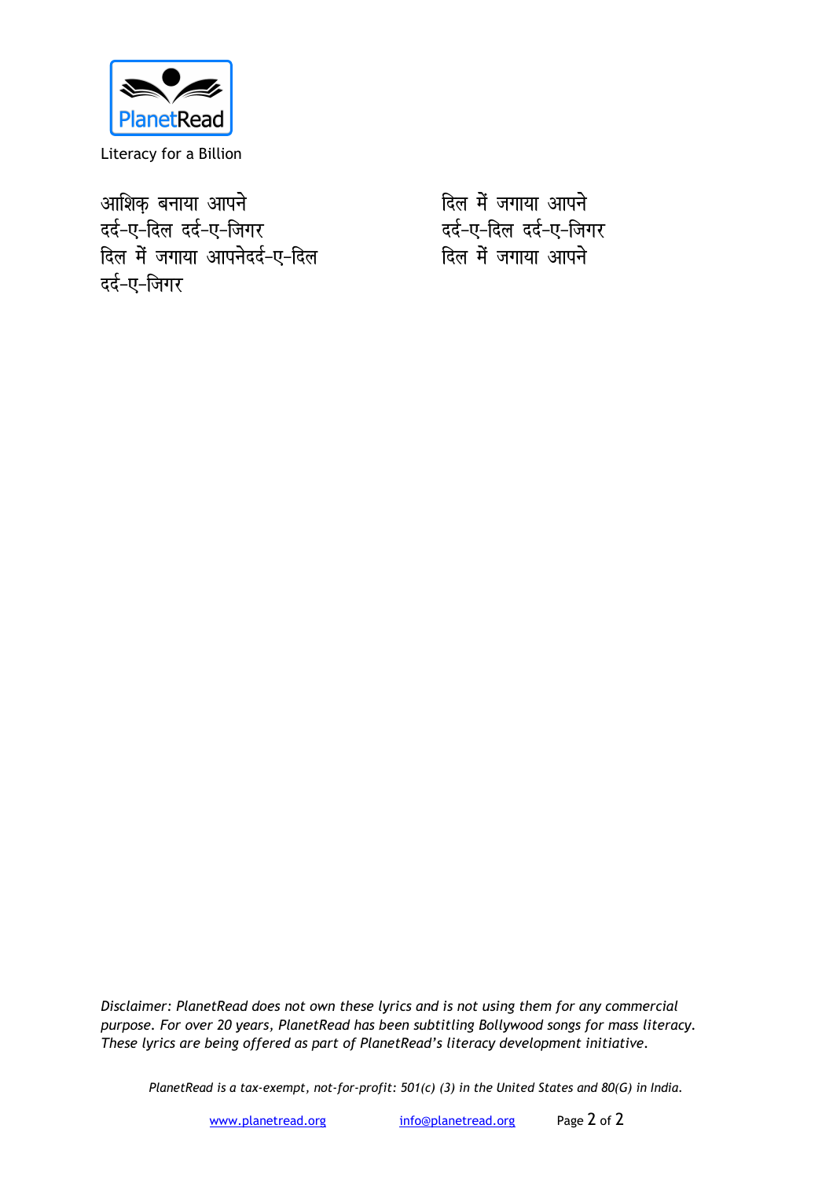आशिक़ बनाया आपने
दर्द-ए-दिल दर्द-ए-जिगर
दिल में जगाया आपनेदर्द-ए-दिल
दर्द-ए-जिगर

दिल में जगाया आपने
दर्द-ए-दिल दर्द-ए-जिगर
दिल में जगाया आपने

*Disclaimer: PlanetRead does not own these lyrics and is not using them for any commercial purpose. For over 20 years, PlanetRead has been subtitling Bollywood songs for mass literacy. These lyrics are being offered as part of PlanetRead's literacy development initiative.*

*PlanetRead is a tax-exempt, not-for-profit: 501(c) (3) in the United States and 80(G) in India.*

www.planetread.org    info@planetread.org